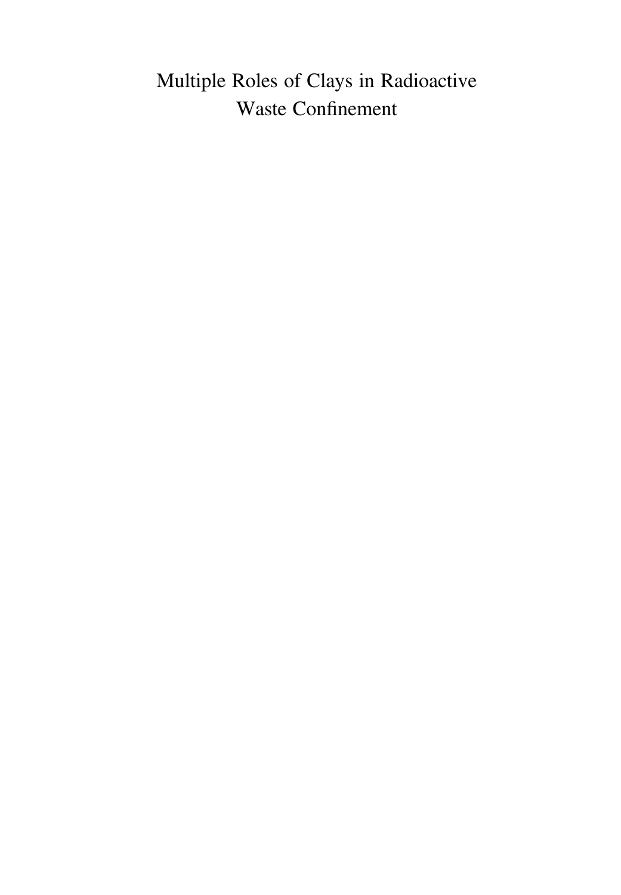# Multiple Roles of Clays in Radioactive Waste Confinement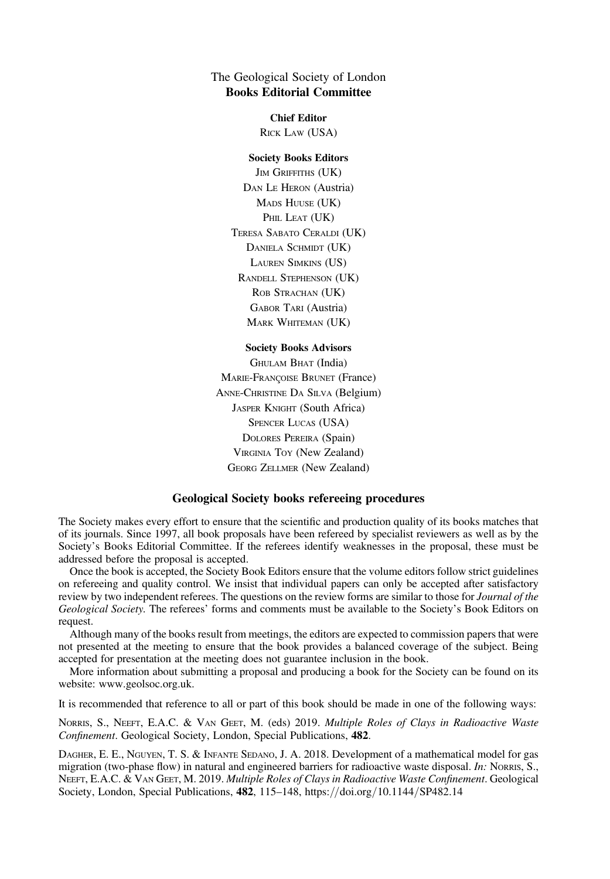The Geological Society of London
**Books Editorial Committee**

**Chief Editor**

Rick Law (USA)

**Society Books Editors**

Jim Griffiths (UK)
Dan Le Heron (Austria)
Mads Huuse (UK)
Phil Leat (UK)
Teresa Sabato Ceraldi (UK)
Daniela Schmidt (UK)
Lauren Simkins (US)
Randell Stephenson (UK)
Rob Strachan (UK)
Gabor Tari (Austria)
Mark Whiteman (UK)

**Society Books Advisors**

Ghulam Bhat (India)
Marie-Françoise Brunet (France)
Anne-Christine Da Silva (Belgium)
Jasper Knight (South Africa)
Spencer Lucas (USA)
Dolores Pereira (Spain)
Virginia Toy (New Zealand)
Georg Zellmer (New Zealand)

## Geological Society books refereeing procedures

The Society makes every effort to ensure that the scientific and production quality of its books matches that of its journals. Since 1997, all book proposals have been refereed by specialist reviewers as well as by the Society's Books Editorial Committee. If the referees identify weaknesses in the proposal, these must be addressed before the proposal is accepted.

Once the book is accepted, the Society Book Editors ensure that the volume editors follow strict guidelines on refereeing and quality control. We insist that individual papers can only be accepted after satisfactory review by two independent referees. The questions on the review forms are similar to those for *Journal of the Geological Society*. The referees' forms and comments must be available to the Society's Book Editors on request.

Although many of the books result from meetings, the editors are expected to commission papers that were not presented at the meeting to ensure that the book provides a balanced coverage of the subject. Being accepted for presentation at the meeting does not guarantee inclusion in the book.

More information about submitting a proposal and producing a book for the Society can be found on its website: www.geolsoc.org.uk.

It is recommended that reference to all or part of this book should be made in one of the following ways:

Norris, S., Neeft, E.A.C. & Van Geet, M. (eds) 2019. *Multiple Roles of Clays in Radioactive Waste Confinement*. Geological Society, London, Special Publications, **482**.

Dagher, E. E., Nguyen, T. S. & Infante Sedano, J. A. 2018. Development of a mathematical model for gas migration (two-phase flow) in natural and engineered barriers for radioactive waste disposal. *In:* Norris, S., Neeft, E.A.C. & Van Geet, M. 2019. *Multiple Roles of Clays in Radioactive Waste Confinement*. Geological Society, London, Special Publications, **482**, 115–148, https://doi.org/10.1144/SP482.14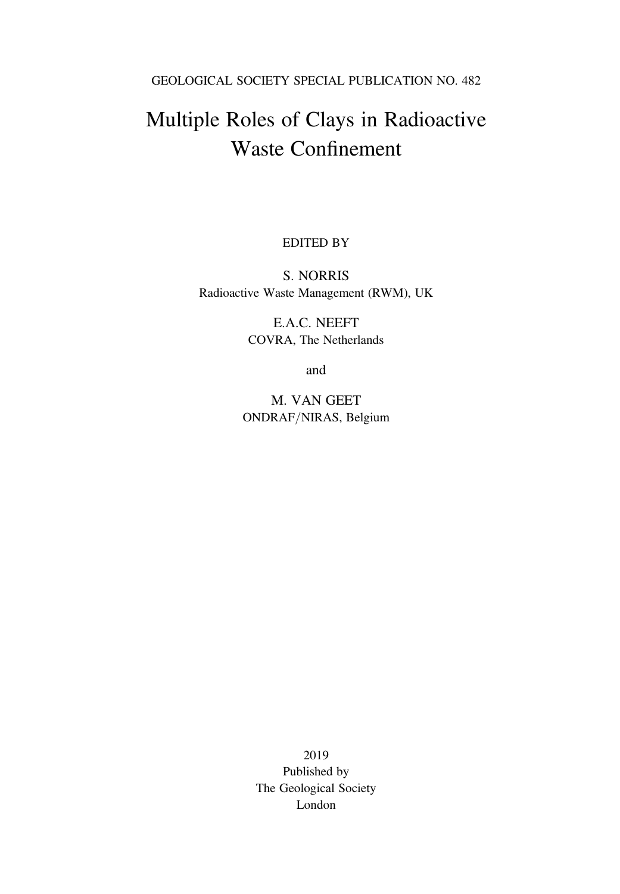GEOLOGICAL SOCIETY SPECIAL PUBLICATION NO. 482

# Multiple Roles of Clays in Radioactive Waste Confinement

EDITED BY

S. NORRIS
Radioactive Waste Management (RWM), UK

E.A.C. NEEFT
COVRA, The Netherlands

and

M. VAN GEET
ONDRAF/NIRAS, Belgium

2019
Published by
The Geological Society
London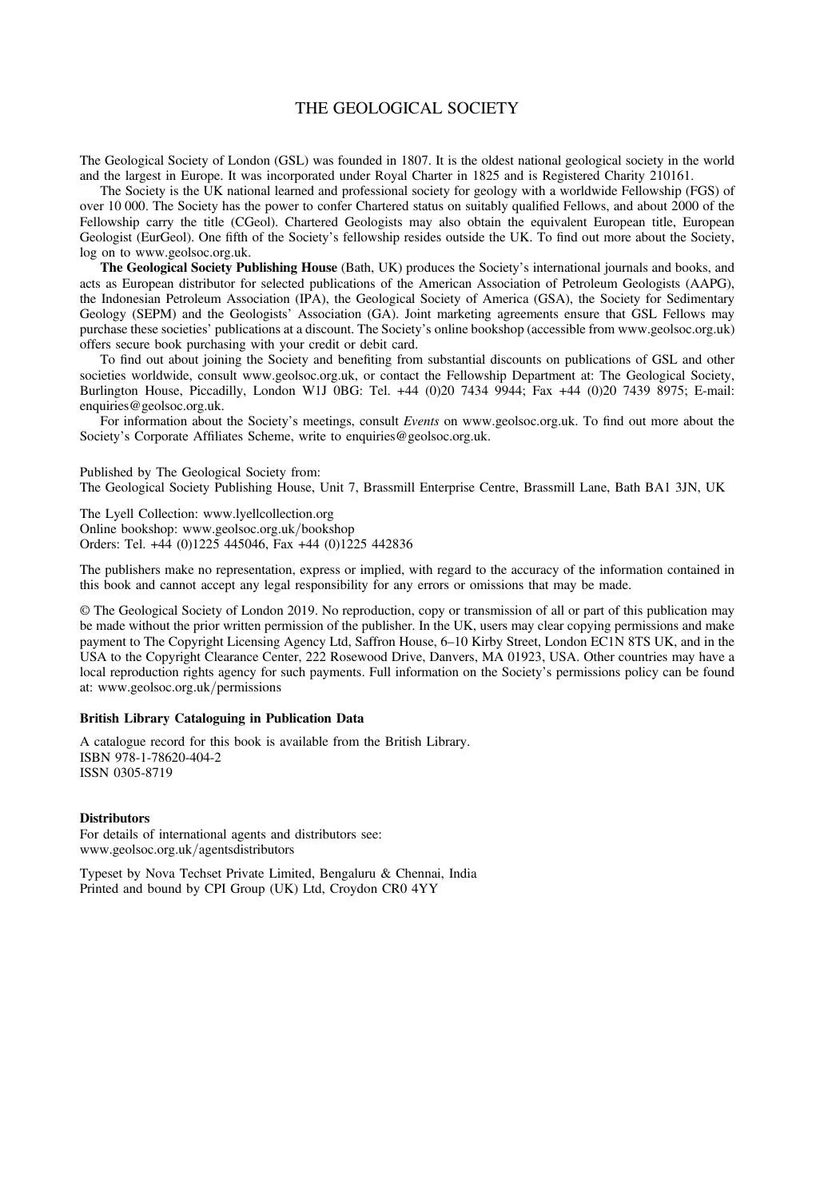# THE GEOLOGICAL SOCIETY

The Geological Society of London (GSL) was founded in 1807. It is the oldest national geological society in the world and the largest in Europe. It was incorporated under Royal Charter in 1825 and is Registered Charity 210161.

The Society is the UK national learned and professional society for geology with a worldwide Fellowship (FGS) of over 10 000. The Society has the power to confer Chartered status on suitably qualified Fellows, and about 2000 of the Fellowship carry the title (CGeol). Chartered Geologists may also obtain the equivalent European title, European Geologist (EurGeol). One fifth of the Society's fellowship resides outside the UK. To find out more about the Society, log on to www.geolsoc.org.uk.

**The Geological Society Publishing House** (Bath, UK) produces the Society's international journals and books, and acts as European distributor for selected publications of the American Association of Petroleum Geologists (AAPG), the Indonesian Petroleum Association (IPA), the Geological Society of America (GSA), the Society for Sedimentary Geology (SEPM) and the Geologists' Association (GA). Joint marketing agreements ensure that GSL Fellows may purchase these societies' publications at a discount. The Society's online bookshop (accessible from www.geolsoc.org.uk) offers secure book purchasing with your credit or debit card.

To find out about joining the Society and benefiting from substantial discounts on publications of GSL and other societies worldwide, consult www.geolsoc.org.uk, or contact the Fellowship Department at: The Geological Society, Burlington House, Piccadilly, London W1J 0BG: Tel. +44 (0)20 7434 9944; Fax +44 (0)20 7439 8975; E-mail: enquiries@geolsoc.org.uk.

For information about the Society's meetings, consult *Events* on www.geolsoc.org.uk. To find out more about the Society's Corporate Affiliates Scheme, write to enquiries@geolsoc.org.uk.

Published by The Geological Society from:
The Geological Society Publishing House, Unit 7, Brassmill Enterprise Centre, Brassmill Lane, Bath BA1 3JN, UK

The Lyell Collection: www.lyellcollection.org
Online bookshop: www.geolsoc.org.uk/bookshop
Orders: Tel. +44 (0)1225 445046, Fax +44 (0)1225 442836

The publishers make no representation, express or implied, with regard to the accuracy of the information contained in this book and cannot accept any legal responsibility for any errors or omissions that may be made.

© The Geological Society of London 2019. No reproduction, copy or transmission of all or part of this publication may be made without the prior written permission of the publisher. In the UK, users may clear copying permissions and make payment to The Copyright Licensing Agency Ltd, Saffron House, 6–10 Kirby Street, London EC1N 8TS UK, and in the USA to the Copyright Clearance Center, 222 Rosewood Drive, Danvers, MA 01923, USA. Other countries may have a local reproduction rights agency for such payments. Full information on the Society's permissions policy can be found at: www.geolsoc.org.uk/permissions

**British Library Cataloguing in Publication Data**

A catalogue record for this book is available from the British Library.
ISBN 978-1-78620-404-2
ISSN 0305-8719

**Distributors**
For details of international agents and distributors see:
www.geolsoc.org.uk/agentsdistributors

Typeset by Nova Techset Private Limited, Bengaluru & Chennai, India
Printed and bound by CPI Group (UK) Ltd, Croydon CR0 4YY